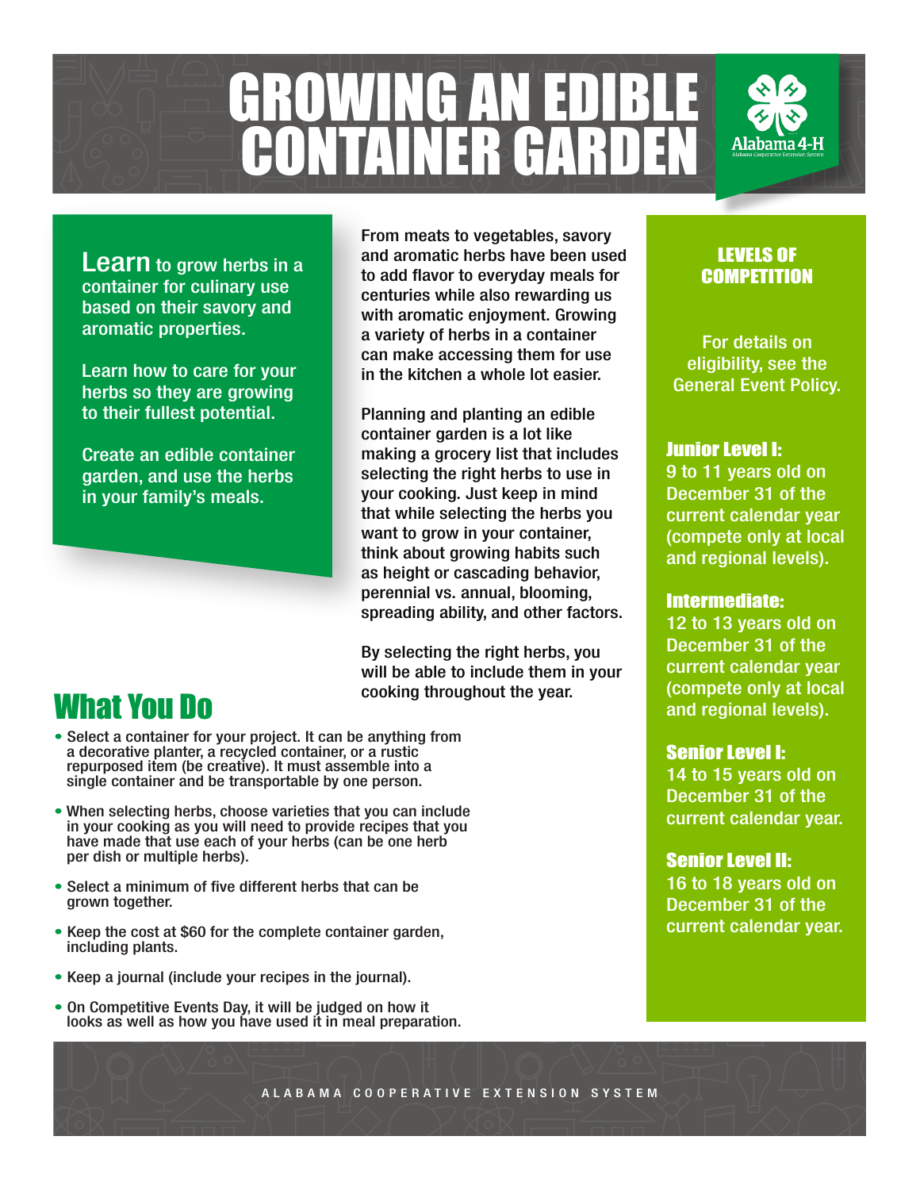# GROWING AN EDIBLE CONTAINER GARDEN

Alabama 4-H

**Learn** to grow herbs in a container for culinary use based on their savory and aromatic properties.

Learn how to care for your herbs so they are growing to their fullest potential.

Create an edible container garden, and use the herbs in your family's meals.

From meats to vegetables, savory and aromatic herbs have been used to add flavor to everyday meals for centuries while also rewarding us with aromatic enjoyment. Growing a variety of herbs in a container can make accessing them for use in the kitchen a whole lot easier.

Planning and planting an edible container garden is a lot like making a grocery list that includes selecting the right herbs to use in your cooking. Just keep in mind that while selecting the herbs you want to grow in your container, think about growing habits such as height or cascading behavior, perennial vs. annual, blooming, spreading ability, and other factors.

By selecting the right herbs, you will be able to include them in your cooking throughout the year.

## What You Do

- Select a container for your project. It can be anything from a decorative planter, a recycled container, or a rustic repurposed item (be creative). It must assemble into a single container and be transportable by one person.
- When selecting herbs, choose varieties that you can include in your cooking as you will need to provide recipes that you have made that use each of your herbs (can be one herb per dish or multiple herbs).
- Select a minimum of five different herbs that can be grown together.
- Keep the cost at $60 for the complete container garden, including plants.
- Keep a journal (include your recipes in the journal).
- On Competitive Events Day, it will be judged on how it looks as well as how you have used it in meal preparation.

## LEVELS OF COMPETITION

For details on eligibility, see the General Event Policy.

**Junior Level I:**
9 to 11 years old on December 31 of the current calendar year (compete only at local and regional levels).

**Intermediate:**
12 to 13 years old on December 31 of the current calendar year (compete only at local and regional levels).

**Senior Level I:**
14 to 15 years old on December 31 of the current calendar year.

**Senior Level II:**
16 to 18 years old on December 31 of the current calendar year.

ALABAMA COOPERATIVE EXTENSION SYSTEM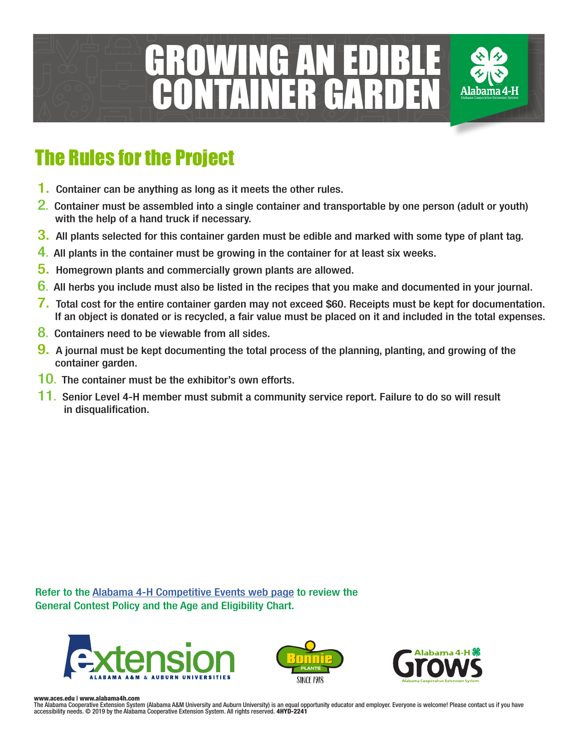# GROWING AN EDIBLE CONTAINER GARDEN

## The Rules for the Project

1. Container can be anything as long as it meets the other rules.
2. Container must be assembled into a single container and transportable by one person (adult or youth) with the help of a hand truck if necessary.
3. All plants selected for this container garden must be edible and marked with some type of plant tag.
4. All plants in the container must be growing in the container for at least six weeks.
5. Homegrown plants and commercially grown plants are allowed.
6. All herbs you include must also be listed in the recipes that you make and documented in your journal.
7. Total cost for the entire container garden may not exceed $60. Receipts must be kept for documentation. If an object is donated or is recycled, a fair value must be placed on it and included in the total expenses.
8. Containers need to be viewable from all sides.
9. A journal must be kept documenting the total process of the planning, planting, and growing of the container garden.
10. The container must be the exhibitor's own efforts.
11. Senior Level 4-H member must submit a community service report. Failure to do so will result in disqualification.

Refer to the Alabama 4-H Competitive Events web page to review the General Contest Policy and the Age and Eligibility Chart.

www.aces.edu | www.alabama4h.com
The Alabama Cooperative Extension System (Alabama A&M University and Auburn University) is an equal opportunity educator and employer. Everyone is welcome! Please contact us if you have accessibility needs. © 2019 by the Alabama Cooperative Extension System. All rights reserved. **4HYD-2241**